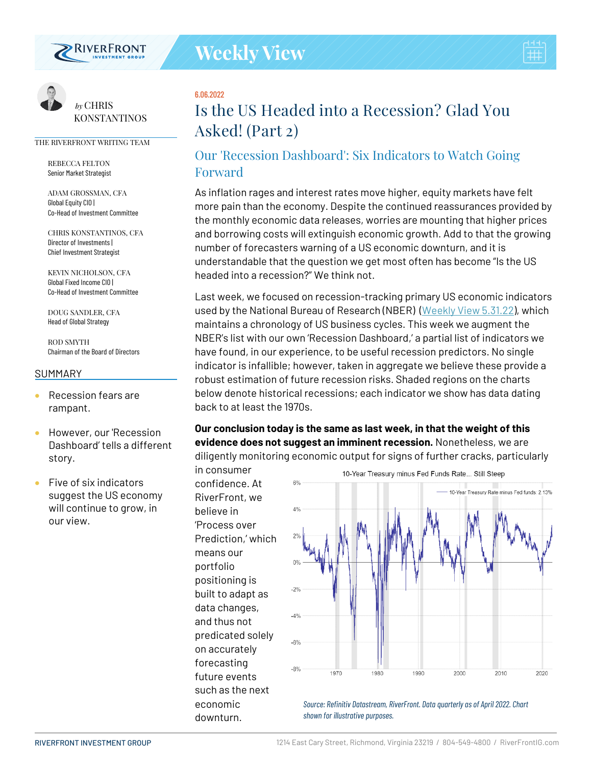# Weekly View

*by* CHRIS KONSTANTINOS

THE RIVERFRONT WRITING TEAM

REBECCA FELTON
Senior Market Strategist

ADAM GROSSMAN, CFA
Global Equity CIO | Co-Head of Investment Committee

CHRIS KONSTANTINOS, CFA
Director of Investments | Chief Investment Strategist

KEVIN NICHOLSON, CFA
Global Fixed Income CIO | Co-Head of Investment Committee

DOUG SANDLER, CFA
Head of Global Strategy

ROD SMYTH
Chairman of the Board of Directors

## SUMMARY

- Recession fears are rampant.
- However, our 'Recession Dashboard' tells a different story.
- Five of six indicators suggest the US economy will continue to grow, in our view.

6.06.2022

# Is the US Headed into a Recession? Glad You Asked! (Part 2)

## Our 'Recession Dashboard': Six Indicators to Watch Going Forward

As inflation rages and interest rates move higher, equity markets have felt more pain than the economy. Despite the continued reassurances provided by the monthly economic data releases, worries are mounting that higher prices and borrowing costs will extinguish economic growth. Add to that the growing number of forecasters warning of a US economic downturn, and it is understandable that the question we get most often has become "Is the US headed into a recession?" We think not.

Last week, we focused on recession-tracking primary US economic indicators used by the National Bureau of Research (NBER) (Weekly View 5.31.22), which maintains a chronology of US business cycles. This week we augment the NBER's list with our own 'Recession Dashboard,' a partial list of indicators we have found, in our experience, to be useful recession predictors. No single indicator is infallible; however, taken in aggregate we believe these provide a robust estimation of future recession risks. Shaded regions on the charts below denote historical recessions; each indicator we show has data dating back to at least the 1970s.

**Our conclusion today is the same as last week, in that the weight of this evidence does not suggest an imminent recession.** Nonetheless, we are diligently monitoring economic output for signs of further cracks, particularly in consumer confidence. At RiverFront, we believe in 'Process over Prediction,' which means our portfolio positioning is built to adapt as data changes, and thus not predicated solely on accurately forecasting future events such as the next economic downturn.

10-Year Treasury minus Fed Funds Rate... Still Steep

*Source: Refinitiv Datastream, RiverFront. Data quarterly as of April 2022. Chart shown for illustrative purposes.*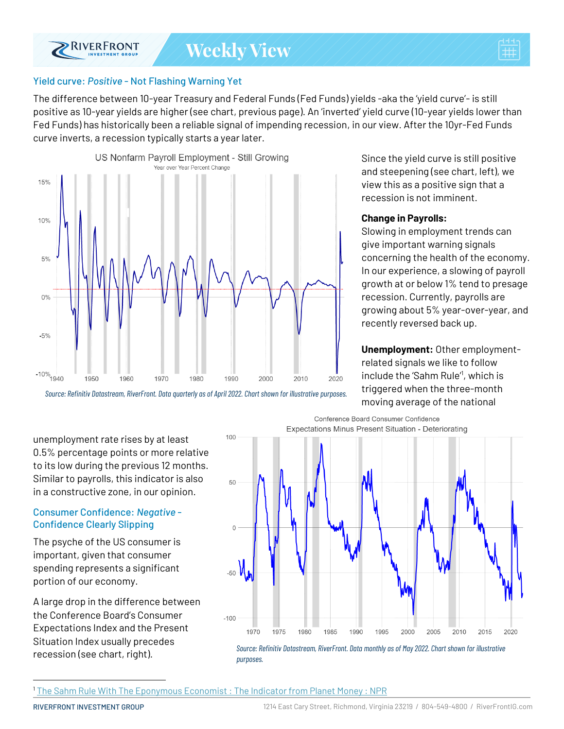## Yield curve: *Positive* - Not Flashing Warning Yet

The difference between 10-year Treasury and Federal Funds (Fed Funds) yields -aka the 'yield curve'- is still positive as 10-year yields are higher (see chart, previous page). An 'inverted' yield curve (10-year yields lower than Fed Funds) has historically been a reliable signal of impending recession, in our view. After the 10yr-Fed Funds curve inverts, a recession typically starts a year later.

Since the yield curve is still positive and steepening (see chart, left), we view this as a positive sign that a recession is not imminent.

US Nonfarm Payroll Employment - Still Growing
Year over Year Percent Change

Source: Refinitiv Datastream, RiverFront. Data quarterly as of April 2022. Chart shown for illustrative purposes.

**Change in Payrolls:**
Slowing in employment trends can give important warning signals concerning the health of the economy. In our experience, a slowing of payroll growth at or below 1% tend to presage recession. Currently, payrolls are growing about 5% year-over-year, and recently reversed back up.

**Unemployment:** Other employment-related signals we like to follow include the 'Sahm Rule'[1], which is triggered when the three-month moving average of the national unemployment rate rises by at least 0.5% percentage points or more relative to its low during the previous 12 months. Similar to payrolls, this indicator is also in a constructive zone, in our opinion.

## Consumer Confidence: *Negative* - Confidence Clearly Slipping

The psyche of the US consumer is important, given that consumer spending represents a significant portion of our economy.

A large drop in the difference between the Conference Board's Consumer Expectations Index and the Present Situation Index usually precedes recession (see chart, right).

Conference Board Consumer Confidence
Expectations Minus Present Situation - Deteriorating

Source: Refinitiv Datastream, RiverFront. Data monthly as of May 2022. Chart shown for illustrative purposes.

[1] The Sahm Rule With The Eponymous Economist : The Indicator from Planet Money : NPR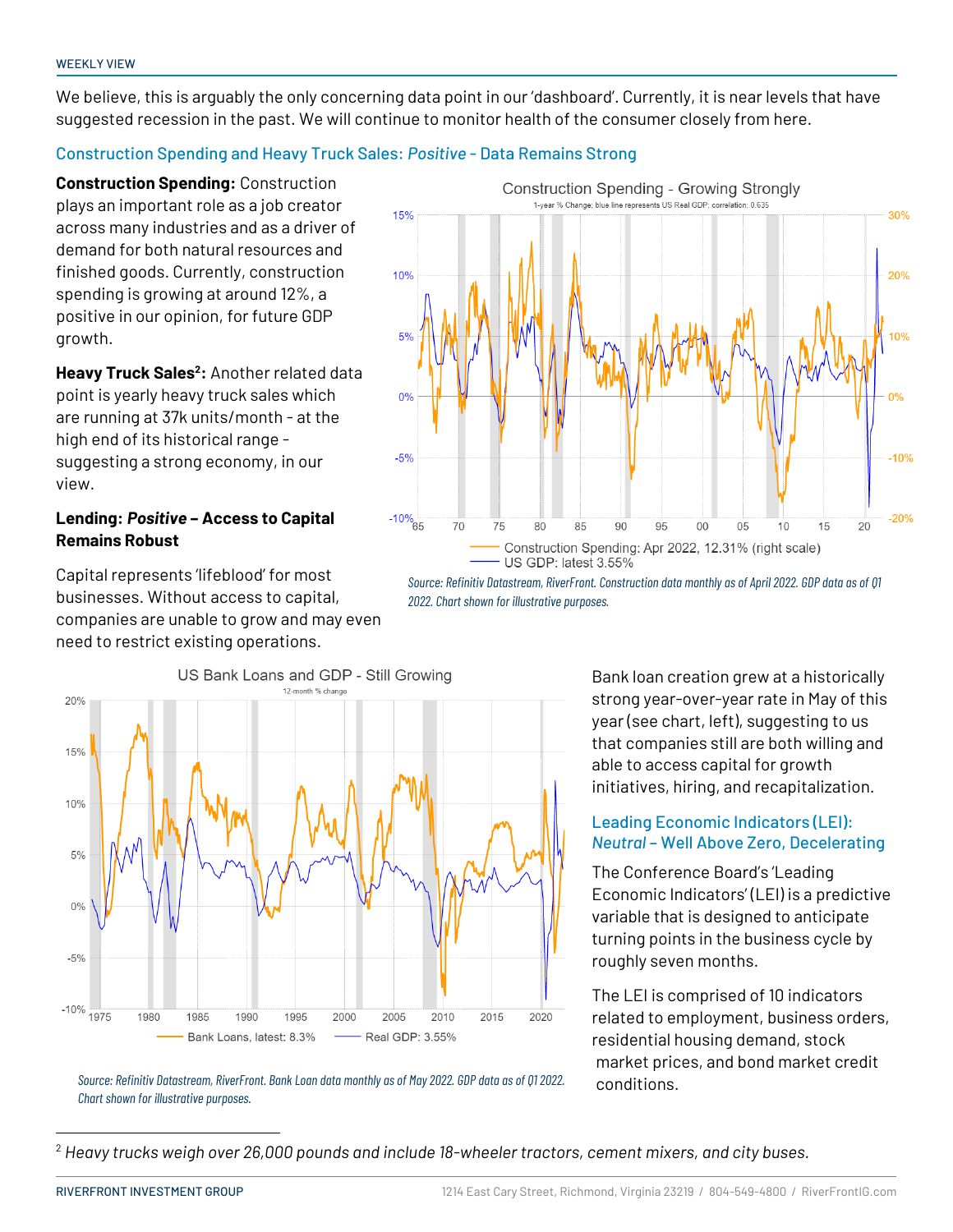We believe, this is arguably the only concerning data point in our 'dashboard'. Currently, it is near levels that have suggested recession in the past. We will continue to monitor health of the consumer closely from here.

## Construction Spending and Heavy Truck Sales: *Positive* - Data Remains Strong

**Construction Spending:** Construction plays an important role as a job creator across many industries and as a driver of demand for both natural resources and finished goods. Currently, construction spending is growing at around 12%, a positive in our opinion, for future GDP growth.

**Heavy Truck Sales[2]:** Another related data point is yearly heavy truck sales which are running at 37k units/month - at the high end of its historical range - suggesting a strong economy, in our view.

*Source: Refinitiv Datastream, RiverFront. Construction data monthly as of April 2022. GDP data as of Q1 2022. Chart shown for illustrative purposes.*

### Lending: *Positive* – Access to Capital Remains Robust

Capital represents 'lifeblood' for most businesses. Without access to capital, companies are unable to grow and may even need to restrict existing operations.

*Source: Refinitiv Datastream, RiverFront. Bank Loan data monthly as of May 2022. GDP data as of Q1 2022. Chart shown for illustrative purposes.*

Bank loan creation grew at a historically strong year-over-year rate in May of this year (see chart, left), suggesting to us that companies still are both willing and able to access capital for growth initiatives, hiring, and recapitalization.

## Leading Economic Indicators (LEI): *Neutral* – Well Above Zero, Decelerating

The Conference Board's 'Leading Economic Indicators' (LEI) is a predictive variable that is designed to anticipate turning points in the business cycle by roughly seven months.

The LEI is comprised of 10 indicators related to employment, business orders, residential housing demand, stock market prices, and bond market credit conditions.

[2] *Heavy trucks weigh over 26,000 pounds and include 18-wheeler tractors, cement mixers, and city buses.*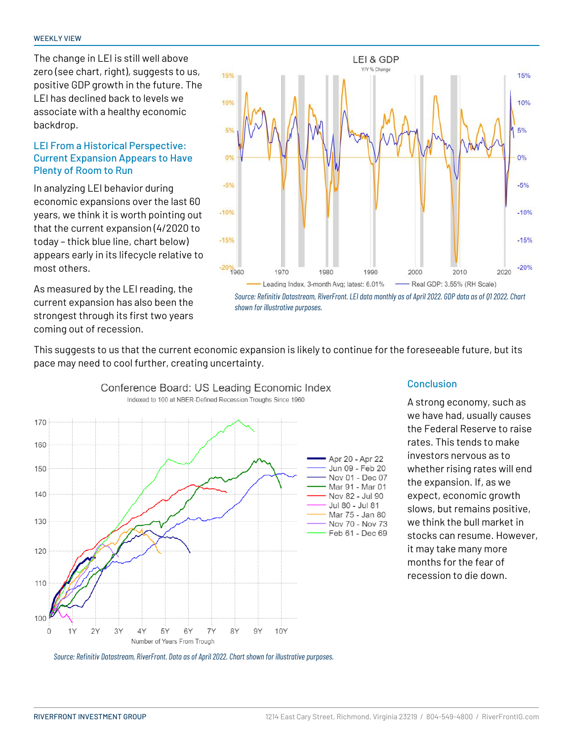The change in LEI is still well above zero (see chart, right), suggests to us, positive GDP growth in the future. The LEI has declined back to levels we associate with a healthy economic backdrop.

Source: Refinitiv Datastream, RiverFront. LEI data monthly as of April 2022. GDP data as of Q1 2022. Chart shown for illustrative purposes.

### LEI From a Historical Perspective: Current Expansion Appears to Have Plenty of Room to Run

In analyzing LEI behavior during economic expansions over the last 60 years, we think it is worth pointing out that the current expansion (4/2020 to today – thick blue line, chart below) appears early in its lifecycle relative to most others.

As measured by the LEI reading, the current expansion has also been the strongest through its first two years coming out of recession.

This suggests to us that the current economic expansion is likely to continue for the foreseeable future, but its pace may need to cool further, creating uncertainty.

Source: Refinitiv Datastream, RiverFront. Data as of April 2022. Chart shown for illustrative purposes.

### Conclusion

A strong economy, such as we have had, usually causes the Federal Reserve to raise rates. This tends to make investors nervous as to whether rising rates will end the expansion. If, as we expect, economic growth slows, but remains positive, we think the bull market in stocks can resume. However, it may take many more months for the fear of recession to die down.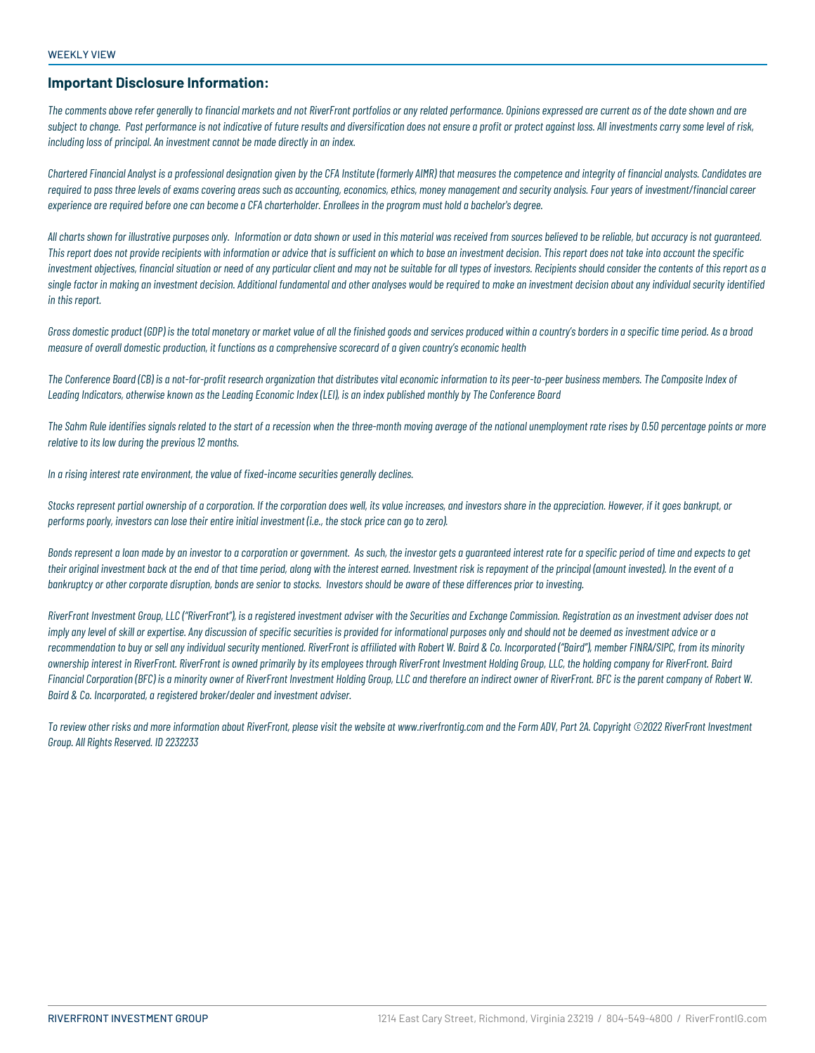## Important Disclosure Information:

*The comments above refer generally to financial markets and not RiverFront portfolios or any related performance. Opinions expressed are current as of the date shown and are subject to change. Past performance is not indicative of future results and diversification does not ensure a profit or protect against loss. All investments carry some level of risk, including loss of principal. An investment cannot be made directly in an index.*

*Chartered Financial Analyst is a professional designation given by the CFA Institute (formerly AIMR) that measures the competence and integrity of financial analysts. Candidates are required to pass three levels of exams covering areas such as accounting, economics, ethics, money management and security analysis. Four years of investment/financial career experience are required before one can become a CFA charterholder. Enrollees in the program must hold a bachelor's degree.*

*All charts shown for illustrative purposes only. Information or data shown or used in this material was received from sources believed to be reliable, but accuracy is not guaranteed. This report does not provide recipients with information or advice that is sufficient on which to base an investment decision. This report does not take into account the specific investment objectives, financial situation or need of any particular client and may not be suitable for all types of investors. Recipients should consider the contents of this report as a single factor in making an investment decision. Additional fundamental and other analyses would be required to make an investment decision about any individual security identified in this report.*

*Gross domestic product (GDP) is the total monetary or market value of all the finished goods and services produced within a country's borders in a specific time period. As a broad measure of overall domestic production, it functions as a comprehensive scorecard of a given country's economic health*

*The Conference Board (CB) is a not-for-profit research organization that distributes vital economic information to its peer-to-peer business members. The Composite Index of Leading Indicators, otherwise known as the Leading Economic Index (LEI), is an index published monthly by The Conference Board*

*The Sahm Rule identifies signals related to the start of a recession when the three-month moving average of the national unemployment rate rises by 0.50 percentage points or more relative to its low during the previous 12 months.*

*In a rising interest rate environment, the value of fixed-income securities generally declines.*

*Stocks represent partial ownership of a corporation. If the corporation does well, its value increases, and investors share in the appreciation. However, if it goes bankrupt, or performs poorly, investors can lose their entire initial investment (i.e., the stock price can go to zero).*

*Bonds represent a loan made by an investor to a corporation or government. As such, the investor gets a guaranteed interest rate for a specific period of time and expects to get their original investment back at the end of that time period, along with the interest earned. Investment risk is repayment of the principal (amount invested). In the event of a bankruptcy or other corporate disruption, bonds are senior to stocks. Investors should be aware of these differences prior to investing.*

*RiverFront Investment Group, LLC ("RiverFront"), is a registered investment adviser with the Securities and Exchange Commission. Registration as an investment adviser does not imply any level of skill or expertise. Any discussion of specific securities is provided for informational purposes only and should not be deemed as investment advice or a recommendation to buy or sell any individual security mentioned. RiverFront is affiliated with Robert W. Baird & Co. Incorporated ("Baird"), member FINRA/SIPC, from its minority ownership interest in RiverFront. RiverFront is owned primarily by its employees through RiverFront Investment Holding Group, LLC, the holding company for RiverFront. Baird Financial Corporation (BFC) is a minority owner of RiverFront Investment Holding Group, LLC and therefore an indirect owner of RiverFront. BFC is the parent company of Robert W. Baird & Co. Incorporated, a registered broker/dealer and investment adviser.*

*To review other risks and more information about RiverFront, please visit the website at www.riverfrontig.com and the Form ADV, Part 2A. Copyright ©2022 RiverFront Investment Group. All Rights Reserved. ID 2232233*